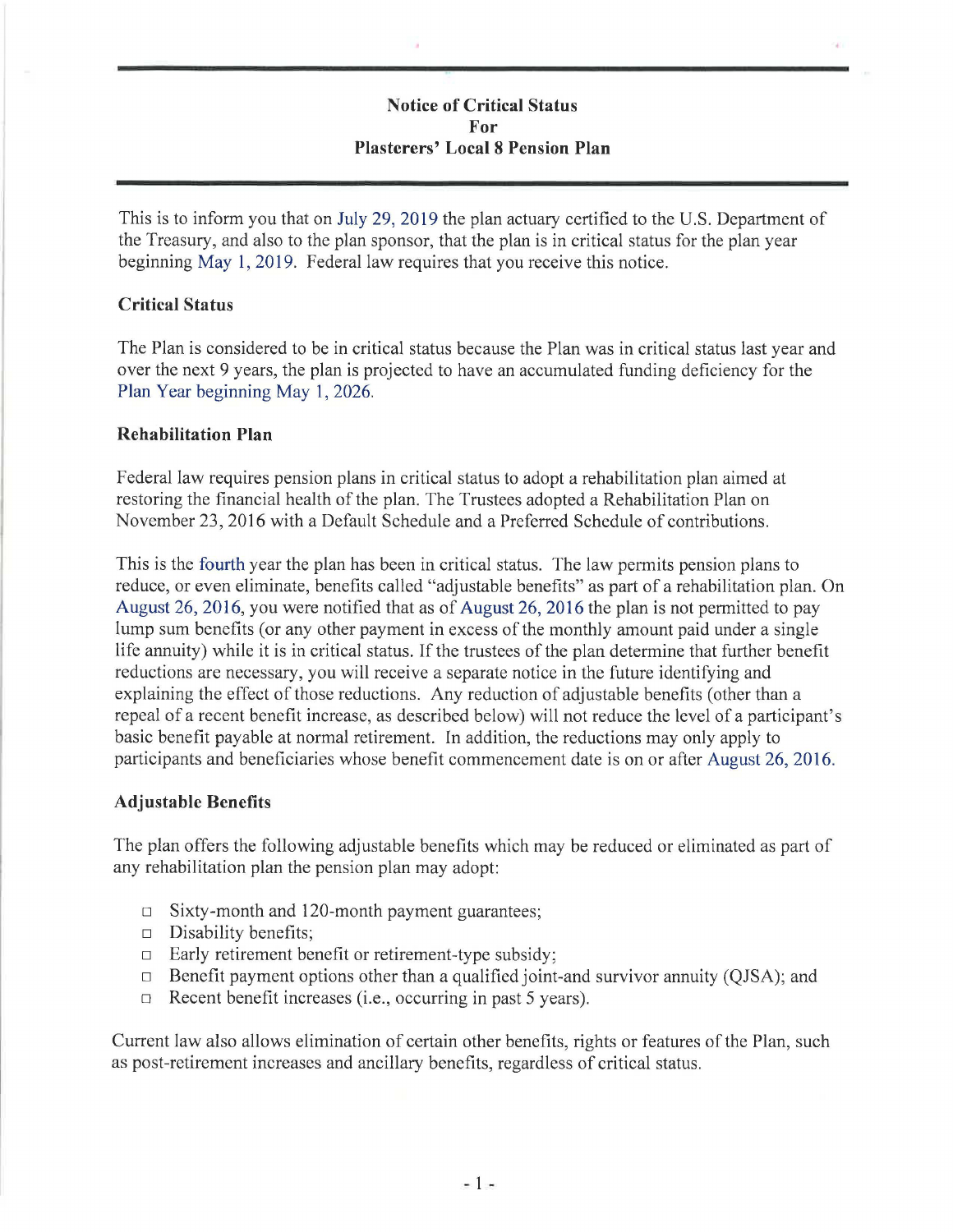# Notice of Critical Status
# For
# Plasterers' Local 8 Pension Plan

This is to inform you that on July 29, 2019 the plan actuary certified to the U.S. Department of the Treasury, and also to the plan sponsor, that the plan is in critical status for the plan year beginning May 1, 2019. Federal law requires that you receive this notice.

## Critical Status

The Plan is considered to be in critical status because the Plan was in critical status last year and over the next 9 years, the plan is projected to have an accumulated funding deficiency for the Plan Year beginning May 1, 2026.

## Rehabilitation Plan

Federal law requires pension plans in critical status to adopt a rehabilitation plan aimed at restoring the financial health of the plan. The Trustees adopted a Rehabilitation Plan on November 23, 2016 with a Default Schedule and a Preferred Schedule of contributions.

This is the fourth year the plan has been in critical status. The law permits pension plans to reduce, or even eliminate, benefits called "adjustable benefits" as part of a rehabilitation plan. On August 26, 2016, you were notified that as of August 26, 2016 the plan is not permitted to pay lump sum benefits (or any other payment in excess of the monthly amount paid under a single life annuity) while it is in critical status. If the trustees of the plan determine that further benefit reductions are necessary, you will receive a separate notice in the future identifying and explaining the effect of those reductions. Any reduction of adjustable benefits (other than a repeal of a recent benefit increase, as described below) will not reduce the level of a participant's basic benefit payable at normal retirement. In addition, the reductions may only apply to participants and beneficiaries whose benefit commencement date is on or after August 26, 2016.

## Adjustable Benefits

The plan offers the following adjustable benefits which may be reduced or eliminated as part of any rehabilitation plan the pension plan may adopt:

- Sixty-month and 120-month payment guarantees;
- Disability benefits;
- Early retirement benefit or retirement-type subsidy;
- Benefit payment options other than a qualified joint-and survivor annuity (QJSA); and
- Recent benefit increases (i.e., occurring in past 5 years).

Current law also allows elimination of certain other benefits, rights or features of the Plan, such as post-retirement increases and ancillary benefits, regardless of critical status.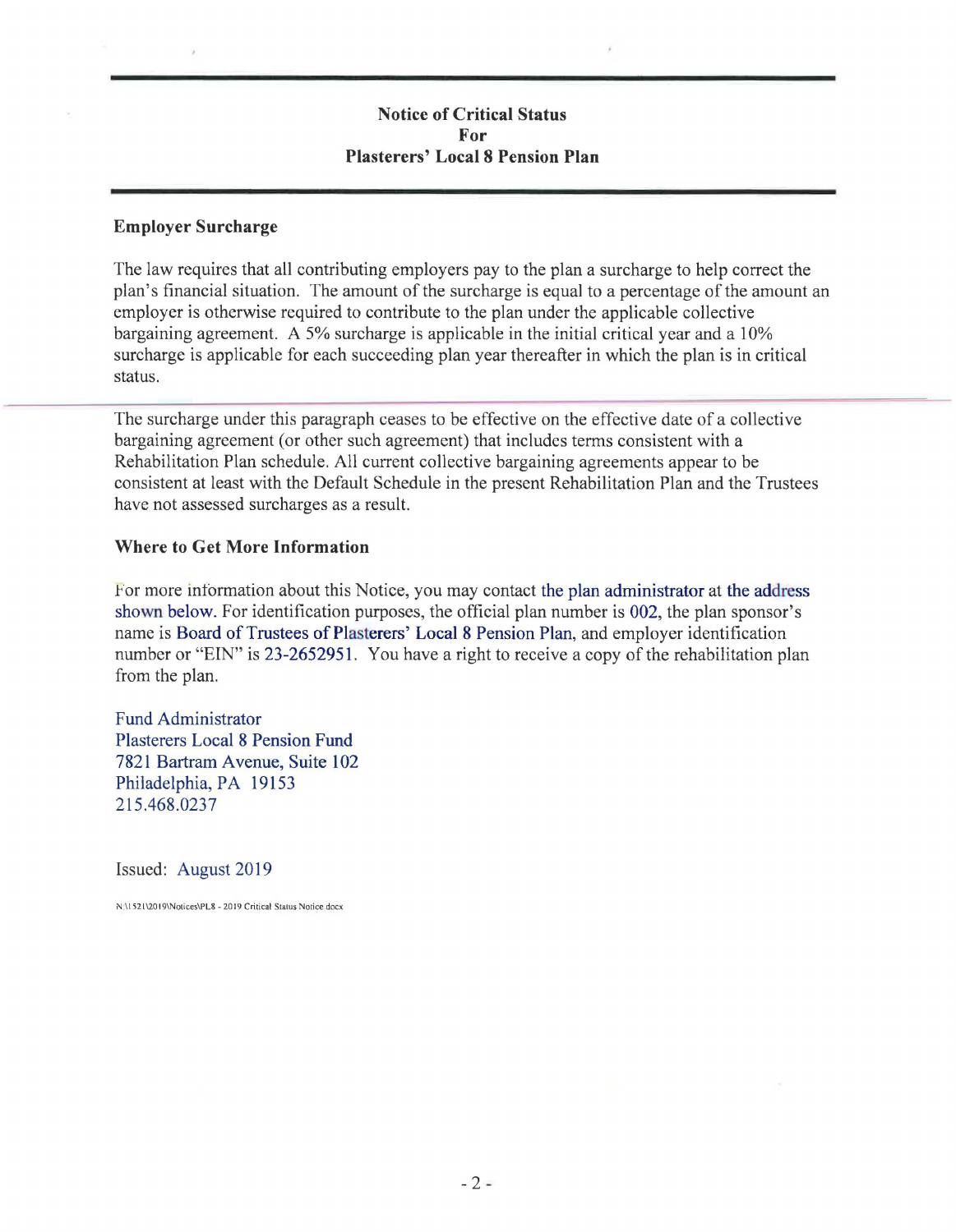# Notice of Critical Status For Plasterers' Local 8 Pension Plan

## Employer Surcharge

The law requires that all contributing employers pay to the plan a surcharge to help correct the plan's financial situation. The amount of the surcharge is equal to a percentage of the amount an employer is otherwise required to contribute to the plan under the applicable collective bargaining agreement. A 5% surcharge is applicable in the initial critical year and a 10% surcharge is applicable for each succeeding plan year thereafter in which the plan is in critical status.

The surcharge under this paragraph ceases to be effective on the effective date of a collective bargaining agreement (or other such agreement) that includes terms consistent with a Rehabilitation Plan schedule. All current collective bargaining agreements appear to be consistent at least with the Default Schedule in the present Rehabilitation Plan and the Trustees have not assessed surcharges as a result.

## Where to Get More Information

For more information about this Notice, you may contact the plan administrator at the address shown below. For identification purposes, the official plan number is 002, the plan sponsor's name is Board of Trustees of Plasterers' Local 8 Pension Plan, and employer identification number or "EIN" is 23-2652951. You have a right to receive a copy of the rehabilitation plan from the plan.

Fund Administrator
Plasterers Local 8 Pension Fund
7821 Bartram Avenue, Suite 102
Philadelphia, PA 19153
215.468.0237

Issued: August 2019

N:\1521\2019\Notices\PL8 - 2019 Critical Status Notice.docx